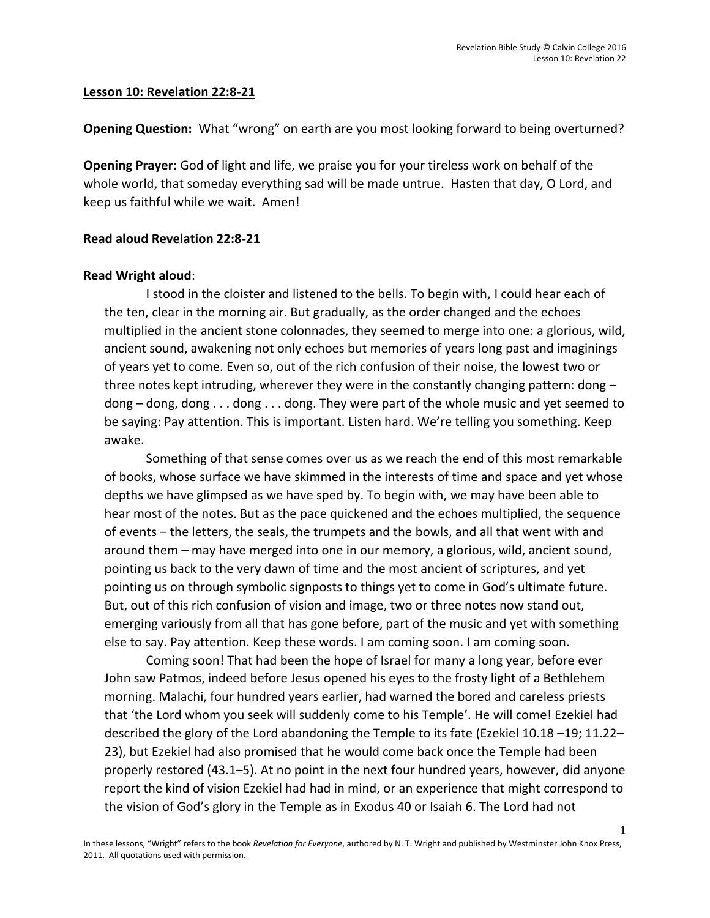**<u>Lesson 10: Revelation 22:8-21</u>**

**Opening Question:** What "wrong" on earth are you most looking forward to being overturned?

**Opening Prayer:** God of light and life, we praise you for your tireless work on behalf of the whole world, that someday everything sad will be made untrue. Hasten that day, O Lord, and keep us faithful while we wait. Amen!

**Read aloud Revelation 22:8-21**

**Read Wright aloud**:

> I stood in the cloister and listened to the bells. To begin with, I could hear each of the ten, clear in the morning air. But gradually, as the order changed and the echoes multiplied in the ancient stone colonnades, they seemed to merge into one: a glorious, wild, ancient sound, awakening not only echoes but memories of years long past and imaginings of years yet to come. Even so, out of the rich confusion of their noise, the lowest two or three notes kept intruding, wherever they were in the constantly changing pattern: dong – dong – dong, dong . . . dong . . . dong. They were part of the whole music and yet seemed to be saying: Pay attention. This is important. Listen hard. We're telling you something. Keep awake.
>
> Something of that sense comes over us as we reach the end of this most remarkable of books, whose surface we have skimmed in the interests of time and space and yet whose depths we have glimpsed as we have sped by. To begin with, we may have been able to hear most of the notes. But as the pace quickened and the echoes multiplied, the sequence of events – the letters, the seals, the trumpets and the bowls, and all that went with and around them – may have merged into one in our memory, a glorious, wild, ancient sound, pointing us back to the very dawn of time and the most ancient of scriptures, and yet pointing us on through symbolic signposts to things yet to come in God's ultimate future. But, out of this rich confusion of vision and image, two or three notes now stand out, emerging variously from all that has gone before, part of the music and yet with something else to say. Pay attention. Keep these words. I am coming soon. I am coming soon.
>
> Coming soon! That had been the hope of Israel for many a long year, before ever John saw Patmos, indeed before Jesus opened his eyes to the frosty light of a Bethlehem morning. Malachi, four hundred years earlier, had warned the bored and careless priests that 'the Lord whom you seek will suddenly come to his Temple'. He will come! Ezekiel had described the glory of the Lord abandoning the Temple to its fate (Ezekiel 10.18 –19; 11.22–23), but Ezekiel had also promised that he would come back once the Temple had been properly restored (43.1–5). At no point in the next four hundred years, however, did anyone report the kind of vision Ezekiel had had in mind, or an experience that might correspond to the vision of God's glory in the Temple as in Exodus 40 or Isaiah 6. The Lord had not

In these lessons, "Wright" refers to the book *Revelation for Everyone*, authored by N. T. Wright and published by Westminster John Knox Press, 2011. All quotations used with permission.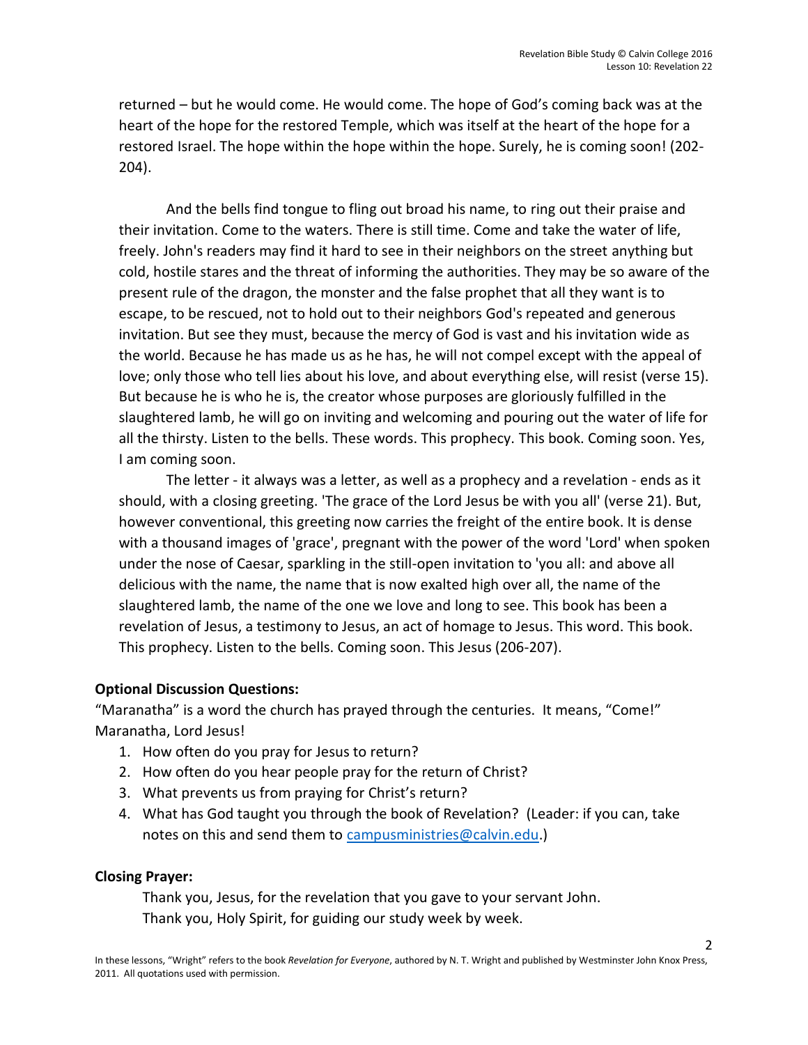returned – but he would come. He would come. The hope of God's coming back was at the heart of the hope for the restored Temple, which was itself at the heart of the hope for a restored Israel. The hope within the hope within the hope. Surely, he is coming soon! (202-204).

And the bells find tongue to fling out broad his name, to ring out their praise and their invitation. Come to the waters. There is still time. Come and take the water of life, freely. John's readers may find it hard to see in their neighbors on the street anything but cold, hostile stares and the threat of informing the authorities. They may be so aware of the present rule of the dragon, the monster and the false prophet that all they want is to escape, to be rescued, not to hold out to their neighbors God's repeated and generous invitation. But see they must, because the mercy of God is vast and his invitation wide as the world. Because he has made us as he has, he will not compel except with the appeal of love; only those who tell lies about his love, and about everything else, will resist (verse 15). But because he is who he is, the creator whose purposes are gloriously fulfilled in the slaughtered lamb, he will go on inviting and welcoming and pouring out the water of life for all the thirsty. Listen to the bells. These words. This prophecy. This book. Coming soon. Yes, I am coming soon.

The letter - it always was a letter, as well as a prophecy and a revelation - ends as it should, with a closing greeting. 'The grace of the Lord Jesus be with you all' (verse 21). But, however conventional, this greeting now carries the freight of the entire book. It is dense with a thousand images of 'grace', pregnant with the power of the word 'Lord' when spoken under the nose of Caesar, sparkling in the still-open invitation to 'you all: and above all delicious with the name, the name that is now exalted high over all, the name of the slaughtered lamb, the name of the one we love and long to see. This book has been a revelation of Jesus, a testimony to Jesus, an act of homage to Jesus. This word. This book. This prophecy. Listen to the bells. Coming soon. This Jesus (206-207).

**Optional Discussion Questions:**

"Maranatha" is a word the church has prayed through the centuries. It means, "Come!" Maranatha, Lord Jesus!

1. How often do you pray for Jesus to return?
2. How often do you hear people pray for the return of Christ?
3. What prevents us from praying for Christ's return?
4. What has God taught you through the book of Revelation? (Leader: if you can, take notes on this and send them to campusministries@calvin.edu.)

**Closing Prayer:**

Thank you, Jesus, for the revelation that you gave to your servant John.
Thank you, Holy Spirit, for guiding our study week by week.

In these lessons, "Wright" refers to the book *Revelation for Everyone*, authored by N. T. Wright and published by Westminster John Knox Press, 2011. All quotations used with permission.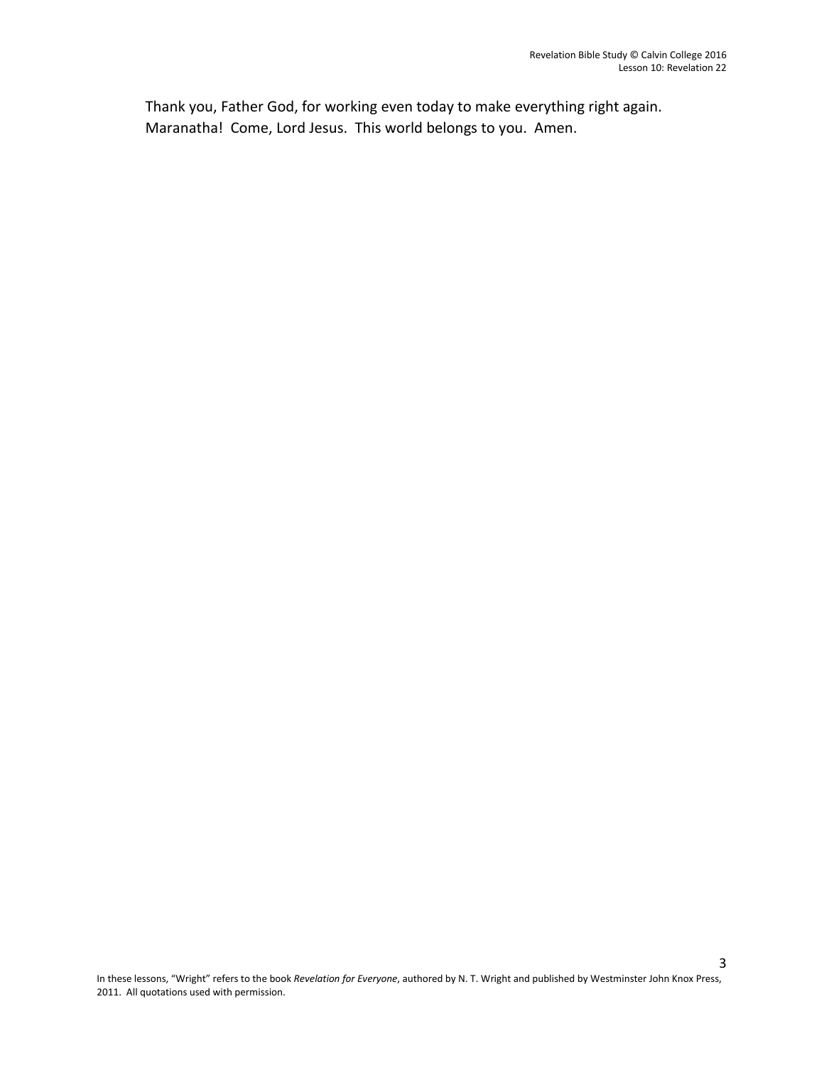Thank you, Father God, for working even today to make everything right again. Maranatha!  Come, Lord Jesus.  This world belongs to you.  Amen.

In these lessons, "Wright" refers to the book *Revelation for Everyone*, authored by N. T. Wright and published by Westminster John Knox Press, 2011.  All quotations used with permission.